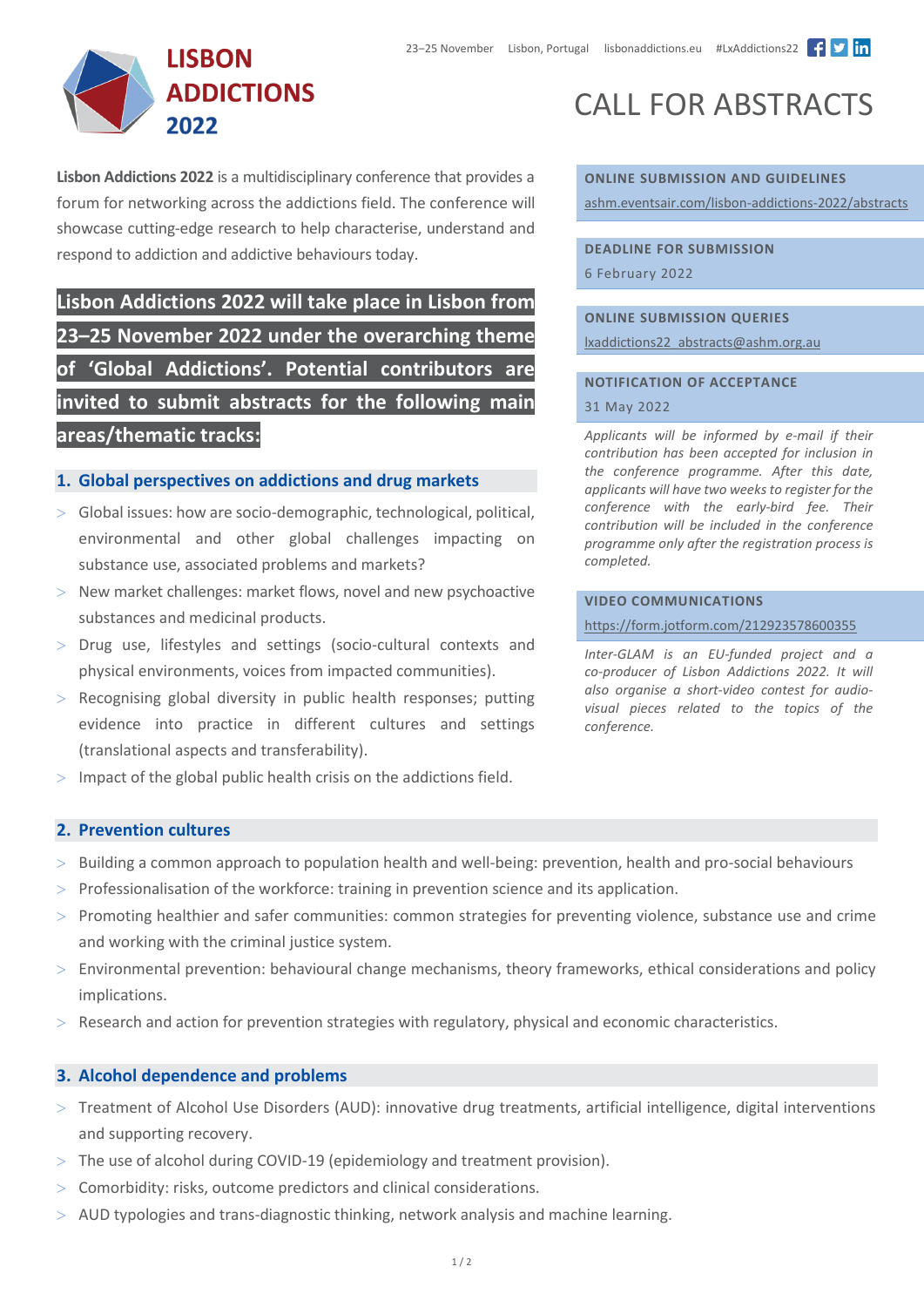# LISBON ADDICTIONS 2022

23–25 November Lisbon, Portugal lisbonaddictions.eu #LxAddictions22

# CALL FOR ABSTRACTS

**Lisbon Addictions 2022** is a multidisciplinary conference that provides a forum for networking across the addictions field. The conference will showcase cutting-edge research to help characterise, understand and respond to addiction and addictive behaviours today.

**Lisbon Addictions 2022 will take place in Lisbon from 23–25 November 2022 under the overarching theme of 'Global Addictions'. Potential contributors are invited to submit abstracts for the following main areas/thematic tracks:**

## 1. Global perspectives on addictions and drug markets

- Global issues: how are socio-demographic, technological, political, environmental and other global challenges impacting on substance use, associated problems and markets?
- New market challenges: market flows, novel and new psychoactive substances and medicinal products.
- Drug use, lifestyles and settings (socio-cultural contexts and physical environments, voices from impacted communities).
- Recognising global diversity in public health responses; putting evidence into practice in different cultures and settings (translational aspects and transferability).
- Impact of the global public health crisis on the addictions field.

**ONLINE SUBMISSION AND GUIDELINES**

ashm.eventsair.com/lisbon-addictions-2022/abstracts

**DEADLINE FOR SUBMISSION**

6 February 2022

**ONLINE SUBMISSION QUERIES**

lxaddictions22_abstracts@ashm.org.au

**NOTIFICATION OF ACCEPTANCE**

31 May 2022

*Applicants will be informed by e-mail if their contribution has been accepted for inclusion in the conference programme. After this date, applicants will have two weeks to register for the conference with the early-bird fee. Their contribution will be included in the conference programme only after the registration process is completed.*

**VIDEO COMMUNICATIONS**

https://form.jotform.com/212923578600355

*Inter-GLAM is an EU-funded project and a co-producer of Lisbon Addictions 2022. It will also organise a short-video contest for audio-visual pieces related to the topics of the conference.*

## 2. Prevention cultures

- Building a common approach to population health and well-being: prevention, health and pro-social behaviours
- Professionalisation of the workforce: training in prevention science and its application.
- Promoting healthier and safer communities: common strategies for preventing violence, substance use and crime and working with the criminal justice system.
- Environmental prevention: behavioural change mechanisms, theory frameworks, ethical considerations and policy implications.
- Research and action for prevention strategies with regulatory, physical and economic characteristics.

## 3. Alcohol dependence and problems

- Treatment of Alcohol Use Disorders (AUD): innovative drug treatments, artificial intelligence, digital interventions and supporting recovery.
- The use of alcohol during COVID-19 (epidemiology and treatment provision).
- Comorbidity: risks, outcome predictors and clinical considerations.
- AUD typologies and trans-diagnostic thinking, network analysis and machine learning.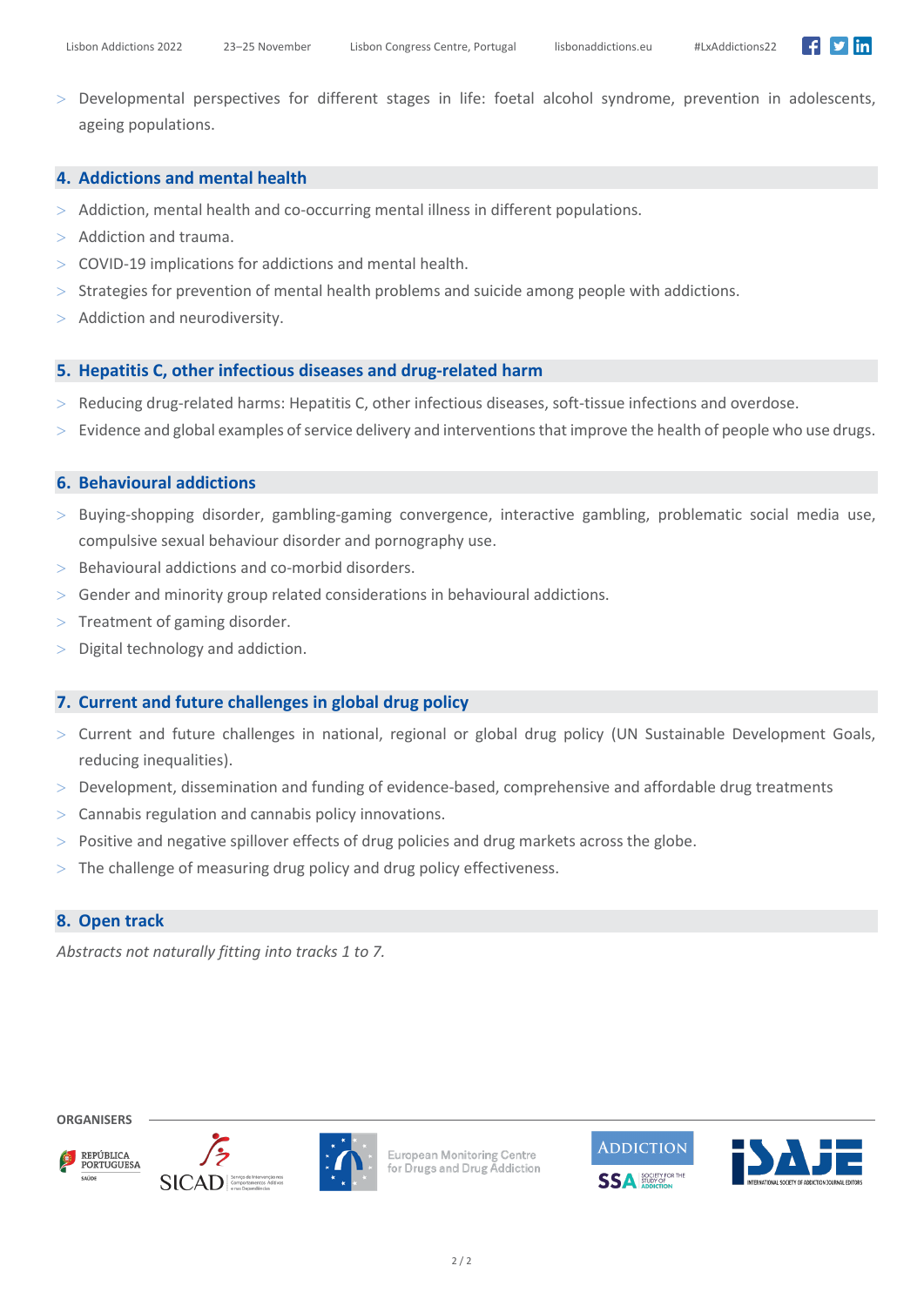- Developmental perspectives for different stages in life: foetal alcohol syndrome, prevention in adolescents, ageing populations.

## 4. Addictions and mental health

- Addiction, mental health and co-occurring mental illness in different populations.
- Addiction and trauma.
- COVID-19 implications for addictions and mental health.
- Strategies for prevention of mental health problems and suicide among people with addictions.
- Addiction and neurodiversity.

## 5. Hepatitis C, other infectious diseases and drug-related harm

- Reducing drug-related harms: Hepatitis C, other infectious diseases, soft-tissue infections and overdose.
- Evidence and global examples of service delivery and interventions that improve the health of people who use drugs.

## 6. Behavioural addictions

- Buying-shopping disorder, gambling-gaming convergence, interactive gambling, problematic social media use, compulsive sexual behaviour disorder and pornography use.
- Behavioural addictions and co-morbid disorders.
- Gender and minority group related considerations in behavioural addictions.
- Treatment of gaming disorder.
- Digital technology and addiction.

## 7. Current and future challenges in global drug policy

- Current and future challenges in national, regional or global drug policy (UN Sustainable Development Goals, reducing inequalities).
- Development, dissemination and funding of evidence-based, comprehensive and affordable drug treatments
- Cannabis regulation and cannabis policy innovations.
- Positive and negative spillover effects of drug policies and drug markets across the globe.
- The challenge of measuring drug policy and drug policy effectiveness.

## 8. Open track

*Abstracts not naturally fitting into tracks 1 to 7.*

**ORGANISERS**

República Portuguesa Saúde

SICAD Serviço de Intervenção nos Comportamentos Aditivos e nas Dependências

European Monitoring Centre for Drugs and Drug Addiction

Addiction

SSA Society for the Study of Addiction

ISAJE International Society of Addiction Journal Editors